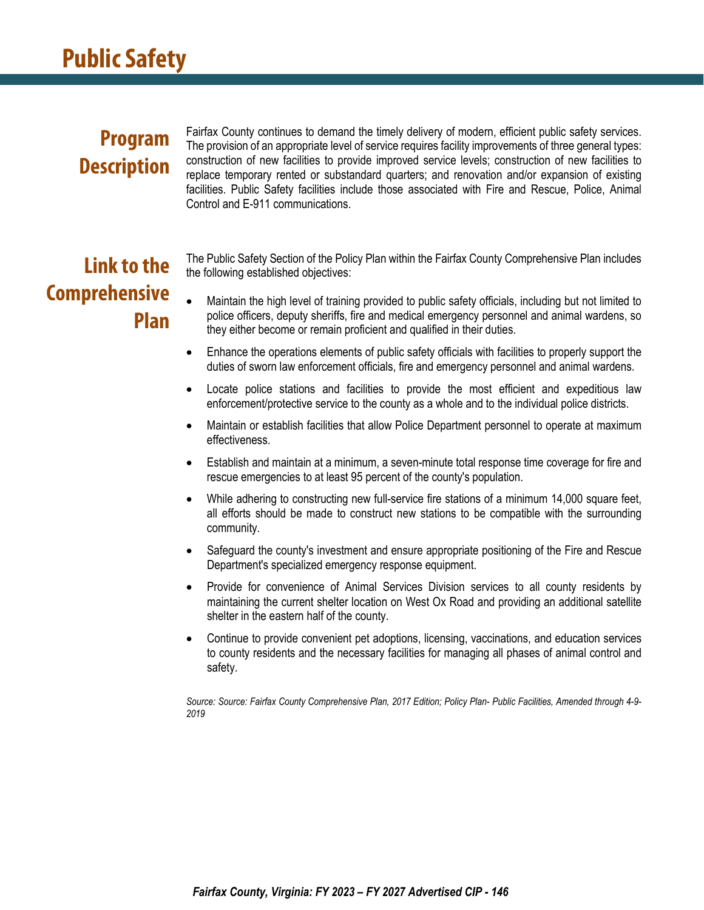# Public Safety

## Program Description

Fairfax County continues to demand the timely delivery of modern, efficient public safety services. The provision of an appropriate level of service requires facility improvements of three general types: construction of new facilities to provide improved service levels; construction of new facilities to replace temporary rented or substandard quarters; and renovation and/or expansion of existing facilities. Public Safety facilities include those associated with Fire and Rescue, Police, Animal Control and E-911 communications.

## Link to the Comprehensive Plan

The Public Safety Section of the Policy Plan within the Fairfax County Comprehensive Plan includes the following established objectives:

- Maintain the high level of training provided to public safety officials, including but not limited to police officers, deputy sheriffs, fire and medical emergency personnel and animal wardens, so they either become or remain proficient and qualified in their duties.
- Enhance the operations elements of public safety officials with facilities to properly support the duties of sworn law enforcement officials, fire and emergency personnel and animal wardens.
- Locate police stations and facilities to provide the most efficient and expeditious law enforcement/protective service to the county as a whole and to the individual police districts.
- Maintain or establish facilities that allow Police Department personnel to operate at maximum effectiveness.
- Establish and maintain at a minimum, a seven-minute total response time coverage for fire and rescue emergencies to at least 95 percent of the county's population.
- While adhering to constructing new full-service fire stations of a minimum 14,000 square feet, all efforts should be made to construct new stations to be compatible with the surrounding community.
- Safeguard the county's investment and ensure appropriate positioning of the Fire and Rescue Department's specialized emergency response equipment.
- Provide for convenience of Animal Services Division services to all county residents by maintaining the current shelter location on West Ox Road and providing an additional satellite shelter in the eastern half of the county.
- Continue to provide convenient pet adoptions, licensing, vaccinations, and education services to county residents and the necessary facilities for managing all phases of animal control and safety.

*Source: Source: Fairfax County Comprehensive Plan, 2017 Edition; Policy Plan- Public Facilities, Amended through 4-9-2019*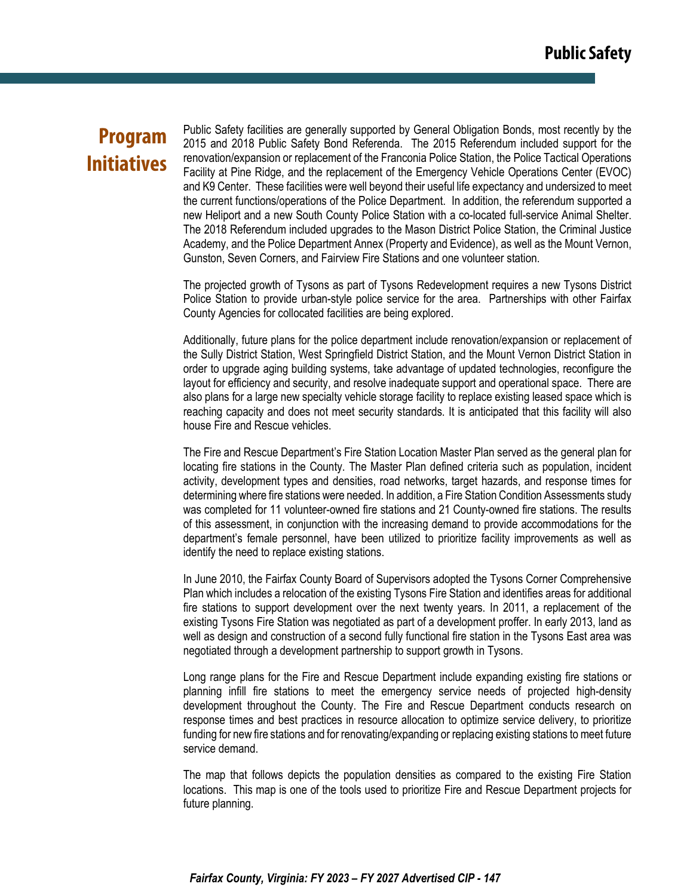## Program Initiatives

Public Safety facilities are generally supported by General Obligation Bonds, most recently by the 2015 and 2018 Public Safety Bond Referenda. The 2015 Referendum included support for the renovation/expansion or replacement of the Franconia Police Station, the Police Tactical Operations Facility at Pine Ridge, and the replacement of the Emergency Vehicle Operations Center (EVOC) and K9 Center. These facilities were well beyond their useful life expectancy and undersized to meet the current functions/operations of the Police Department. In addition, the referendum supported a new Heliport and a new South County Police Station with a co-located full-service Animal Shelter. The 2018 Referendum included upgrades to the Mason District Police Station, the Criminal Justice Academy, and the Police Department Annex (Property and Evidence), as well as the Mount Vernon, Gunston, Seven Corners, and Fairview Fire Stations and one volunteer station.

The projected growth of Tysons as part of Tysons Redevelopment requires a new Tysons District Police Station to provide urban-style police service for the area. Partnerships with other Fairfax County Agencies for collocated facilities are being explored.

Additionally, future plans for the police department include renovation/expansion or replacement of the Sully District Station, West Springfield District Station, and the Mount Vernon District Station in order to upgrade aging building systems, take advantage of updated technologies, reconfigure the layout for efficiency and security, and resolve inadequate support and operational space. There are also plans for a large new specialty vehicle storage facility to replace existing leased space which is reaching capacity and does not meet security standards. It is anticipated that this facility will also house Fire and Rescue vehicles.

The Fire and Rescue Department's Fire Station Location Master Plan served as the general plan for locating fire stations in the County. The Master Plan defined criteria such as population, incident activity, development types and densities, road networks, target hazards, and response times for determining where fire stations were needed. In addition, a Fire Station Condition Assessments study was completed for 11 volunteer-owned fire stations and 21 County-owned fire stations. The results of this assessment, in conjunction with the increasing demand to provide accommodations for the department's female personnel, have been utilized to prioritize facility improvements as well as identify the need to replace existing stations.

In June 2010, the Fairfax County Board of Supervisors adopted the Tysons Corner Comprehensive Plan which includes a relocation of the existing Tysons Fire Station and identifies areas for additional fire stations to support development over the next twenty years. In 2011, a replacement of the existing Tysons Fire Station was negotiated as part of a development proffer. In early 2013, land as well as design and construction of a second fully functional fire station in the Tysons East area was negotiated through a development partnership to support growth in Tysons.

Long range plans for the Fire and Rescue Department include expanding existing fire stations or planning infill fire stations to meet the emergency service needs of projected high-density development throughout the County. The Fire and Rescue Department conducts research on response times and best practices in resource allocation to optimize service delivery, to prioritize funding for new fire stations and for renovating/expanding or replacing existing stations to meet future service demand.

The map that follows depicts the population densities as compared to the existing Fire Station locations. This map is one of the tools used to prioritize Fire and Rescue Department projects for future planning.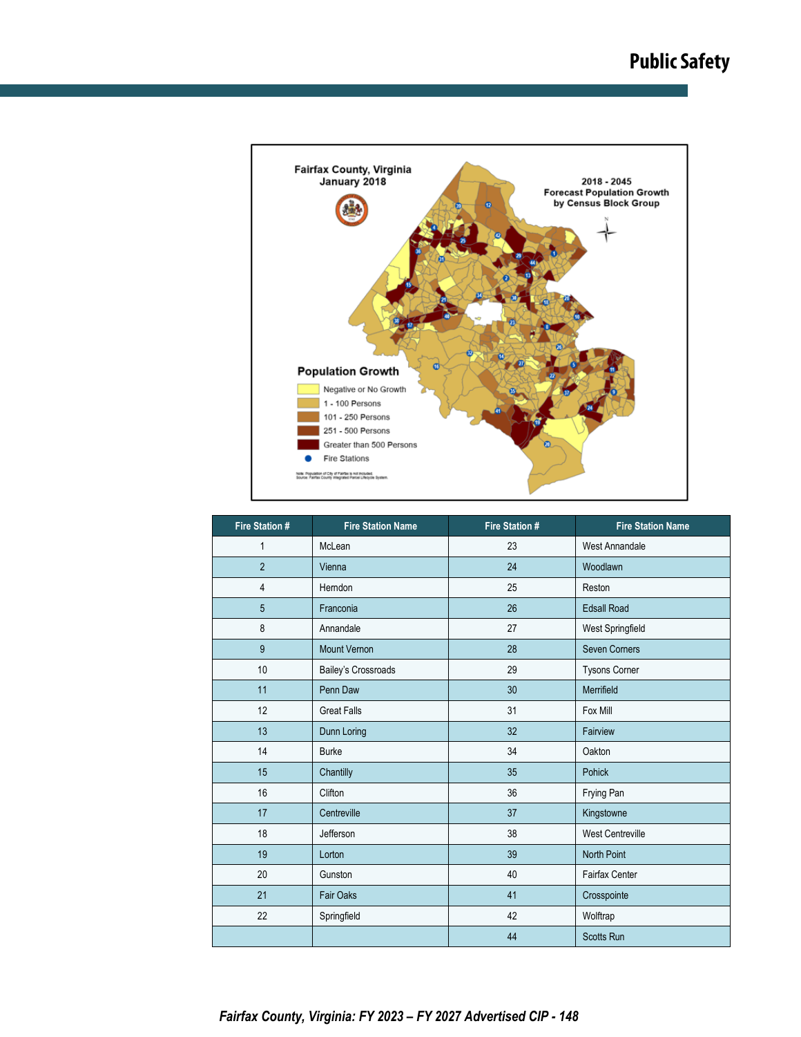Fairfax County, Virginia
January 2018

2018 - 2045
Forecast Population Growth
by Census Block Group

**Population Growth**

- Negative or No Growth
- 1 - 100 Persons
- 101 - 250 Persons
- 251 - 500 Persons
- Greater than 500 Persons
- Fire Stations

Note: Population of City of Fairfax is not included.
Source: Fairfax County Integrated Parcel Lifecycle System.

| Fire Station # | Fire Station Name | Fire Station # | Fire Station Name |
|---|---|---|---|
| 1 | McLean | 23 | West Annandale |
| 2 | Vienna | 24 | Woodlawn |
| 4 | Herndon | 25 | Reston |
| 5 | Franconia | 26 | Edsall Road |
| 8 | Annandale | 27 | West Springfield |
| 9 | Mount Vernon | 28 | Seven Corners |
| 10 | Bailey's Crossroads | 29 | Tysons Corner |
| 11 | Penn Daw | 30 | Merrifield |
| 12 | Great Falls | 31 | Fox Mill |
| 13 | Dunn Loring | 32 | Fairview |
| 14 | Burke | 34 | Oakton |
| 15 | Chantilly | 35 | Pohick |
| 16 | Clifton | 36 | Frying Pan |
| 17 | Centreville | 37 | Kingstowne |
| 18 | Jefferson | 38 | West Centreville |
| 19 | Lorton | 39 | North Point |
| 20 | Gunston | 40 | Fairfax Center |
| 21 | Fair Oaks | 41 | Crosspointe |
| 22 | Springfield | 42 | Wolftrap |
| | | 44 | Scotts Run |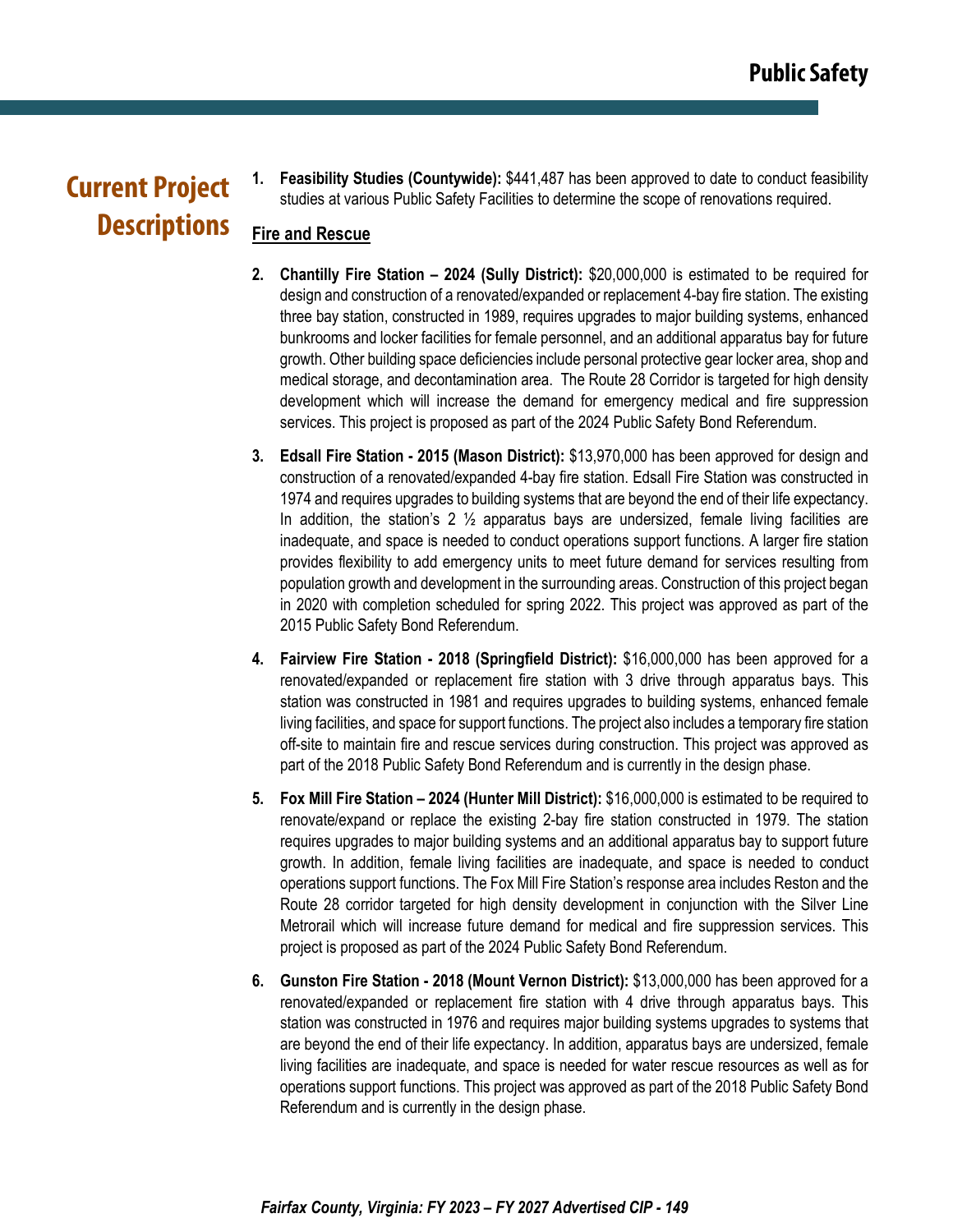## Current Project Descriptions

1. **Feasibility Studies (Countywide):** $441,487 has been approved to date to conduct feasibility studies at various Public Safety Facilities to determine the scope of renovations required.

**Fire and Rescue**

2. **Chantilly Fire Station – 2024 (Sully District):** $20,000,000 is estimated to be required for design and construction of a renovated/expanded or replacement 4-bay fire station. The existing three bay station, constructed in 1989, requires upgrades to major building systems, enhanced bunkrooms and locker facilities for female personnel, and an additional apparatus bay for future growth. Other building space deficiencies include personal protective gear locker area, shop and medical storage, and decontamination area. The Route 28 Corridor is targeted for high density development which will increase the demand for emergency medical and fire suppression services. This project is proposed as part of the 2024 Public Safety Bond Referendum.

3. **Edsall Fire Station - 2015 (Mason District):** $13,970,000 has been approved for design and construction of a renovated/expanded 4-bay fire station. Edsall Fire Station was constructed in 1974 and requires upgrades to building systems that are beyond the end of their life expectancy. In addition, the station's 2 ½ apparatus bays are undersized, female living facilities are inadequate, and space is needed to conduct operations support functions. A larger fire station provides flexibility to add emergency units to meet future demand for services resulting from population growth and development in the surrounding areas. Construction of this project began in 2020 with completion scheduled for spring 2022. This project was approved as part of the 2015 Public Safety Bond Referendum.

4. **Fairview Fire Station - 2018 (Springfield District):** $16,000,000 has been approved for a renovated/expanded or replacement fire station with 3 drive through apparatus bays. This station was constructed in 1981 and requires upgrades to building systems, enhanced female living facilities, and space for support functions. The project also includes a temporary fire station off-site to maintain fire and rescue services during construction. This project was approved as part of the 2018 Public Safety Bond Referendum and is currently in the design phase.

5. **Fox Mill Fire Station – 2024 (Hunter Mill District):** $16,000,000 is estimated to be required to renovate/expand or replace the existing 2-bay fire station constructed in 1979. The station requires upgrades to major building systems and an additional apparatus bay to support future growth. In addition, female living facilities are inadequate, and space is needed to conduct operations support functions. The Fox Mill Fire Station's response area includes Reston and the Route 28 corridor targeted for high density development in conjunction with the Silver Line Metrorail which will increase future demand for medical and fire suppression services. This project is proposed as part of the 2024 Public Safety Bond Referendum.

6. **Gunston Fire Station - 2018 (Mount Vernon District):** $13,000,000 has been approved for a renovated/expanded or replacement fire station with 4 drive through apparatus bays. This station was constructed in 1976 and requires major building systems upgrades to systems that are beyond the end of their life expectancy. In addition, apparatus bays are undersized, female living facilities are inadequate, and space is needed for water rescue resources as well as for operations support functions. This project was approved as part of the 2018 Public Safety Bond Referendum and is currently in the design phase.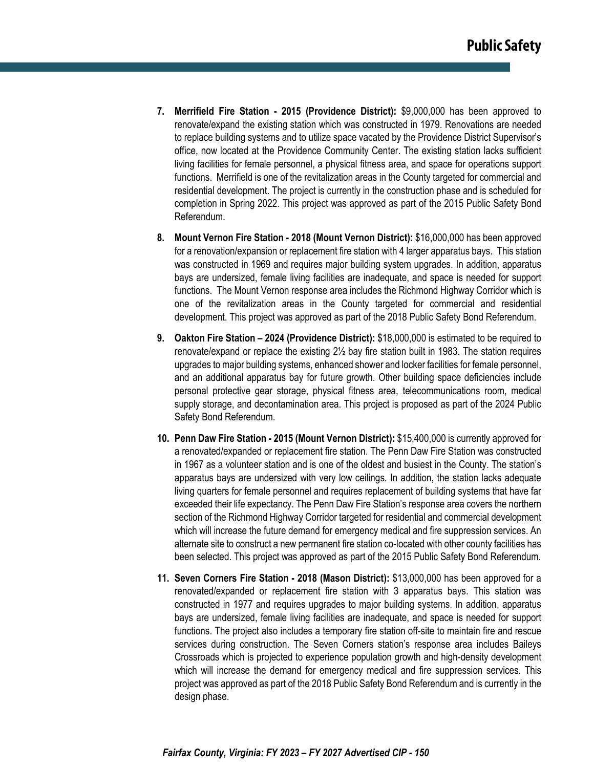7. **Merrifield Fire Station - 2015 (Providence District):** $9,000,000 has been approved to renovate/expand the existing station which was constructed in 1979. Renovations are needed to replace building systems and to utilize space vacated by the Providence District Supervisor's office, now located at the Providence Community Center. The existing station lacks sufficient living facilities for female personnel, a physical fitness area, and space for operations support functions. Merrifield is one of the revitalization areas in the County targeted for commercial and residential development. The project is currently in the construction phase and is scheduled for completion in Spring 2022. This project was approved as part of the 2015 Public Safety Bond Referendum.

8. **Mount Vernon Fire Station - 2018 (Mount Vernon District):** $16,000,000 has been approved for a renovation/expansion or replacement fire station with 4 larger apparatus bays. This station was constructed in 1969 and requires major building system upgrades. In addition, apparatus bays are undersized, female living facilities are inadequate, and space is needed for support functions. The Mount Vernon response area includes the Richmond Highway Corridor which is one of the revitalization areas in the County targeted for commercial and residential development. This project was approved as part of the 2018 Public Safety Bond Referendum.

9. **Oakton Fire Station – 2024 (Providence District):** $18,000,000 is estimated to be required to renovate/expand or replace the existing 2½ bay fire station built in 1983. The station requires upgrades to major building systems, enhanced shower and locker facilities for female personnel, and an additional apparatus bay for future growth. Other building space deficiencies include personal protective gear storage, physical fitness area, telecommunications room, medical supply storage, and decontamination area. This project is proposed as part of the 2024 Public Safety Bond Referendum.

10. **Penn Daw Fire Station - 2015 (Mount Vernon District):** $15,400,000 is currently approved for a renovated/expanded or replacement fire station. The Penn Daw Fire Station was constructed in 1967 as a volunteer station and is one of the oldest and busiest in the County. The station's apparatus bays are undersized with very low ceilings. In addition, the station lacks adequate living quarters for female personnel and requires replacement of building systems that have far exceeded their life expectancy. The Penn Daw Fire Station's response area covers the northern section of the Richmond Highway Corridor targeted for residential and commercial development which will increase the future demand for emergency medical and fire suppression services. An alternate site to construct a new permanent fire station co-located with other county facilities has been selected. This project was approved as part of the 2015 Public Safety Bond Referendum.

11. **Seven Corners Fire Station - 2018 (Mason District):** $13,000,000 has been approved for a renovated/expanded or replacement fire station with 3 apparatus bays. This station was constructed in 1977 and requires upgrades to major building systems. In addition, apparatus bays are undersized, female living facilities are inadequate, and space is needed for support functions. The project also includes a temporary fire station off-site to maintain fire and rescue services during construction. The Seven Corners station's response area includes Baileys Crossroads which is projected to experience population growth and high-density development which will increase the demand for emergency medical and fire suppression services. This project was approved as part of the 2018 Public Safety Bond Referendum and is currently in the design phase.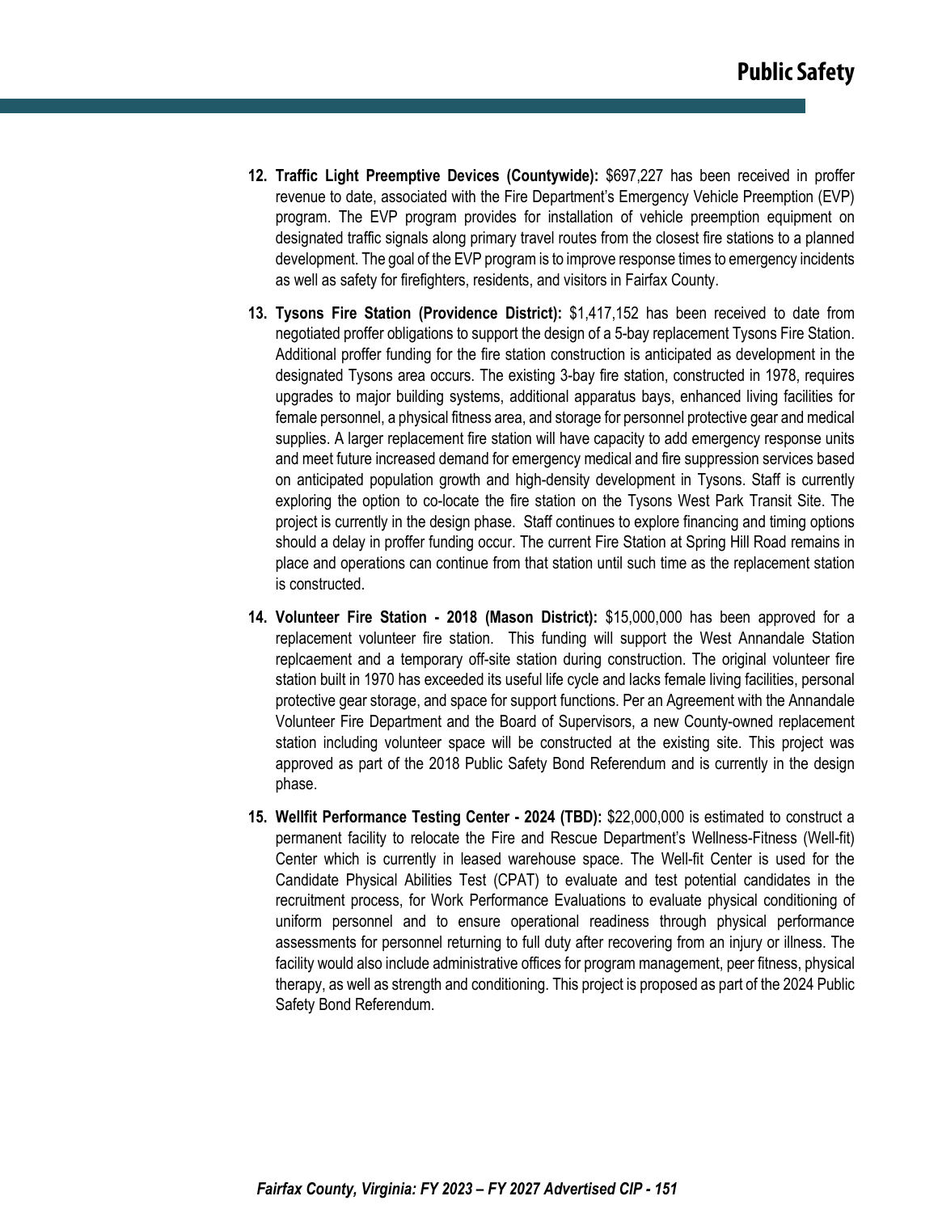12. **Traffic Light Preemptive Devices (Countywide):** $697,227 has been received in proffer revenue to date, associated with the Fire Department's Emergency Vehicle Preemption (EVP) program. The EVP program provides for installation of vehicle preemption equipment on designated traffic signals along primary travel routes from the closest fire stations to a planned development. The goal of the EVP program is to improve response times to emergency incidents as well as safety for firefighters, residents, and visitors in Fairfax County.

13. **Tysons Fire Station (Providence District):** $1,417,152 has been received to date from negotiated proffer obligations to support the design of a 5-bay replacement Tysons Fire Station. Additional proffer funding for the fire station construction is anticipated as development in the designated Tysons area occurs. The existing 3-bay fire station, constructed in 1978, requires upgrades to major building systems, additional apparatus bays, enhanced living facilities for female personnel, a physical fitness area, and storage for personnel protective gear and medical supplies. A larger replacement fire station will have capacity to add emergency response units and meet future increased demand for emergency medical and fire suppression services based on anticipated population growth and high-density development in Tysons. Staff is currently exploring the option to co-locate the fire station on the Tysons West Park Transit Site. The project is currently in the design phase. Staff continues to explore financing and timing options should a delay in proffer funding occur. The current Fire Station at Spring Hill Road remains in place and operations can continue from that station until such time as the replacement station is constructed.

14. **Volunteer Fire Station - 2018 (Mason District):** $15,000,000 has been approved for a replacement volunteer fire station. This funding will support the West Annandale Station replcaement and a temporary off-site station during construction. The original volunteer fire station built in 1970 has exceeded its useful life cycle and lacks female living facilities, personal protective gear storage, and space for support functions. Per an Agreement with the Annandale Volunteer Fire Department and the Board of Supervisors, a new County-owned replacement station including volunteer space will be constructed at the existing site. This project was approved as part of the 2018 Public Safety Bond Referendum and is currently in the design phase.

15. **Wellfit Performance Testing Center - 2024 (TBD):** $22,000,000 is estimated to construct a permanent facility to relocate the Fire and Rescue Department's Wellness-Fitness (Well-fit) Center which is currently in leased warehouse space. The Well-fit Center is used for the Candidate Physical Abilities Test (CPAT) to evaluate and test potential candidates in the recruitment process, for Work Performance Evaluations to evaluate physical conditioning of uniform personnel and to ensure operational readiness through physical performance assessments for personnel returning to full duty after recovering from an injury or illness. The facility would also include administrative offices for program management, peer fitness, physical therapy, as well as strength and conditioning. This project is proposed as part of the 2024 Public Safety Bond Referendum.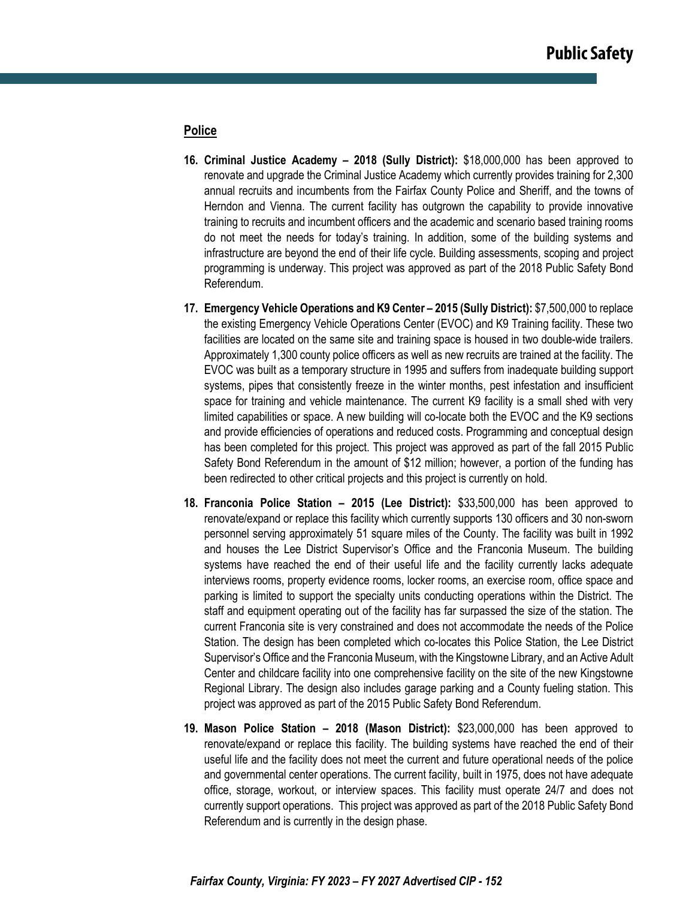## Police

16. **Criminal Justice Academy – 2018 (Sully District):** $18,000,000 has been approved to renovate and upgrade the Criminal Justice Academy which currently provides training for 2,300 annual recruits and incumbents from the Fairfax County Police and Sheriff, and the towns of Herndon and Vienna. The current facility has outgrown the capability to provide innovative training to recruits and incumbent officers and the academic and scenario based training rooms do not meet the needs for today's training. In addition, some of the building systems and infrastructure are beyond the end of their life cycle. Building assessments, scoping and project programming is underway. This project was approved as part of the 2018 Public Safety Bond Referendum.

17. **Emergency Vehicle Operations and K9 Center – 2015 (Sully District):** $7,500,000 to replace the existing Emergency Vehicle Operations Center (EVOC) and K9 Training facility. These two facilities are located on the same site and training space is housed in two double-wide trailers. Approximately 1,300 county police officers as well as new recruits are trained at the facility. The EVOC was built as a temporary structure in 1995 and suffers from inadequate building support systems, pipes that consistently freeze in the winter months, pest infestation and insufficient space for training and vehicle maintenance. The current K9 facility is a small shed with very limited capabilities or space. A new building will co-locate both the EVOC and the K9 sections and provide efficiencies of operations and reduced costs. Programming and conceptual design has been completed for this project. This project was approved as part of the fall 2015 Public Safety Bond Referendum in the amount of $12 million; however, a portion of the funding has been redirected to other critical projects and this project is currently on hold.

18. **Franconia Police Station – 2015 (Lee District):** $33,500,000 has been approved to renovate/expand or replace this facility which currently supports 130 officers and 30 non-sworn personnel serving approximately 51 square miles of the County. The facility was built in 1992 and houses the Lee District Supervisor's Office and the Franconia Museum. The building systems have reached the end of their useful life and the facility currently lacks adequate interviews rooms, property evidence rooms, locker rooms, an exercise room, office space and parking is limited to support the specialty units conducting operations within the District. The staff and equipment operating out of the facility has far surpassed the size of the station. The current Franconia site is very constrained and does not accommodate the needs of the Police Station. The design has been completed which co-locates this Police Station, the Lee District Supervisor's Office and the Franconia Museum, with the Kingstowne Library, and an Active Adult Center and childcare facility into one comprehensive facility on the site of the new Kingstowne Regional Library. The design also includes garage parking and a County fueling station. This project was approved as part of the 2015 Public Safety Bond Referendum.

19. **Mason Police Station – 2018 (Mason District):** $23,000,000 has been approved to renovate/expand or replace this facility. The building systems have reached the end of their useful life and the facility does not meet the current and future operational needs of the police and governmental center operations. The current facility, built in 1975, does not have adequate office, storage, workout, or interview spaces. This facility must operate 24/7 and does not currently support operations. This project was approved as part of the 2018 Public Safety Bond Referendum and is currently in the design phase.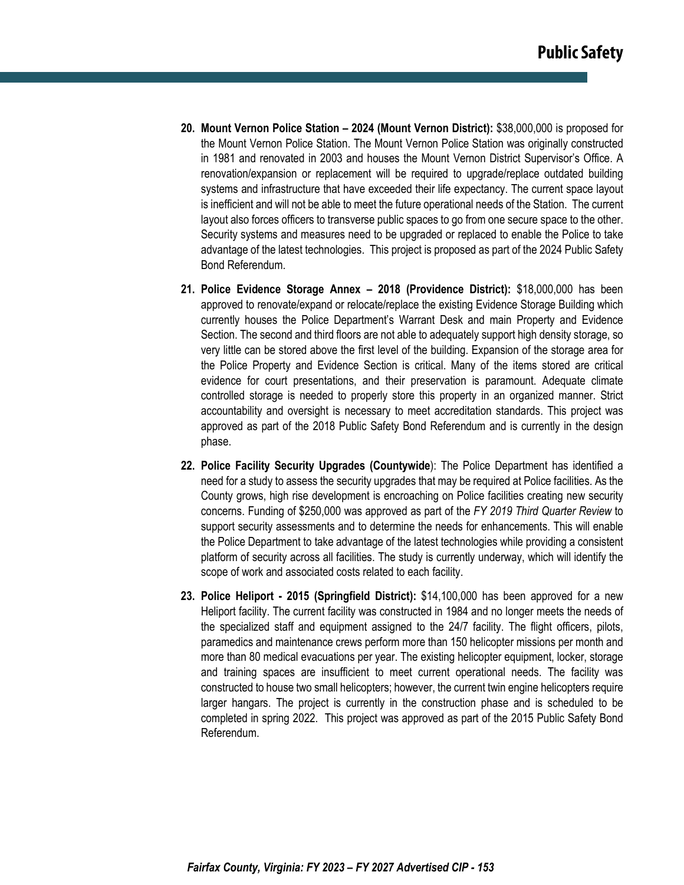20. **Mount Vernon Police Station – 2024 (Mount Vernon District):** $38,000,000 is proposed for the Mount Vernon Police Station. The Mount Vernon Police Station was originally constructed in 1981 and renovated in 2003 and houses the Mount Vernon District Supervisor's Office. A renovation/expansion or replacement will be required to upgrade/replace outdated building systems and infrastructure that have exceeded their life expectancy. The current space layout is inefficient and will not be able to meet the future operational needs of the Station. The current layout also forces officers to transverse public spaces to go from one secure space to the other. Security systems and measures need to be upgraded or replaced to enable the Police to take advantage of the latest technologies. This project is proposed as part of the 2024 Public Safety Bond Referendum.

21. **Police Evidence Storage Annex – 2018 (Providence District):** $18,000,000 has been approved to renovate/expand or relocate/replace the existing Evidence Storage Building which currently houses the Police Department's Warrant Desk and main Property and Evidence Section. The second and third floors are not able to adequately support high density storage, so very little can be stored above the first level of the building. Expansion of the storage area for the Police Property and Evidence Section is critical. Many of the items stored are critical evidence for court presentations, and their preservation is paramount. Adequate climate controlled storage is needed to properly store this property in an organized manner. Strict accountability and oversight is necessary to meet accreditation standards. This project was approved as part of the 2018 Public Safety Bond Referendum and is currently in the design phase.

22. **Police Facility Security Upgrades (Countywide**): The Police Department has identified a need for a study to assess the security upgrades that may be required at Police facilities. As the County grows, high rise development is encroaching on Police facilities creating new security concerns. Funding of $250,000 was approved as part of the *FY 2019 Third Quarter Review* to support security assessments and to determine the needs for enhancements. This will enable the Police Department to take advantage of the latest technologies while providing a consistent platform of security across all facilities. The study is currently underway, which will identify the scope of work and associated costs related to each facility.

23. **Police Heliport - 2015 (Springfield District):** $14,100,000 has been approved for a new Heliport facility. The current facility was constructed in 1984 and no longer meets the needs of the specialized staff and equipment assigned to the 24/7 facility. The flight officers, pilots, paramedics and maintenance crews perform more than 150 helicopter missions per month and more than 80 medical evacuations per year. The existing helicopter equipment, locker, storage and training spaces are insufficient to meet current operational needs. The facility was constructed to house two small helicopters; however, the current twin engine helicopters require larger hangars. The project is currently in the construction phase and is scheduled to be completed in spring 2022. This project was approved as part of the 2015 Public Safety Bond Referendum.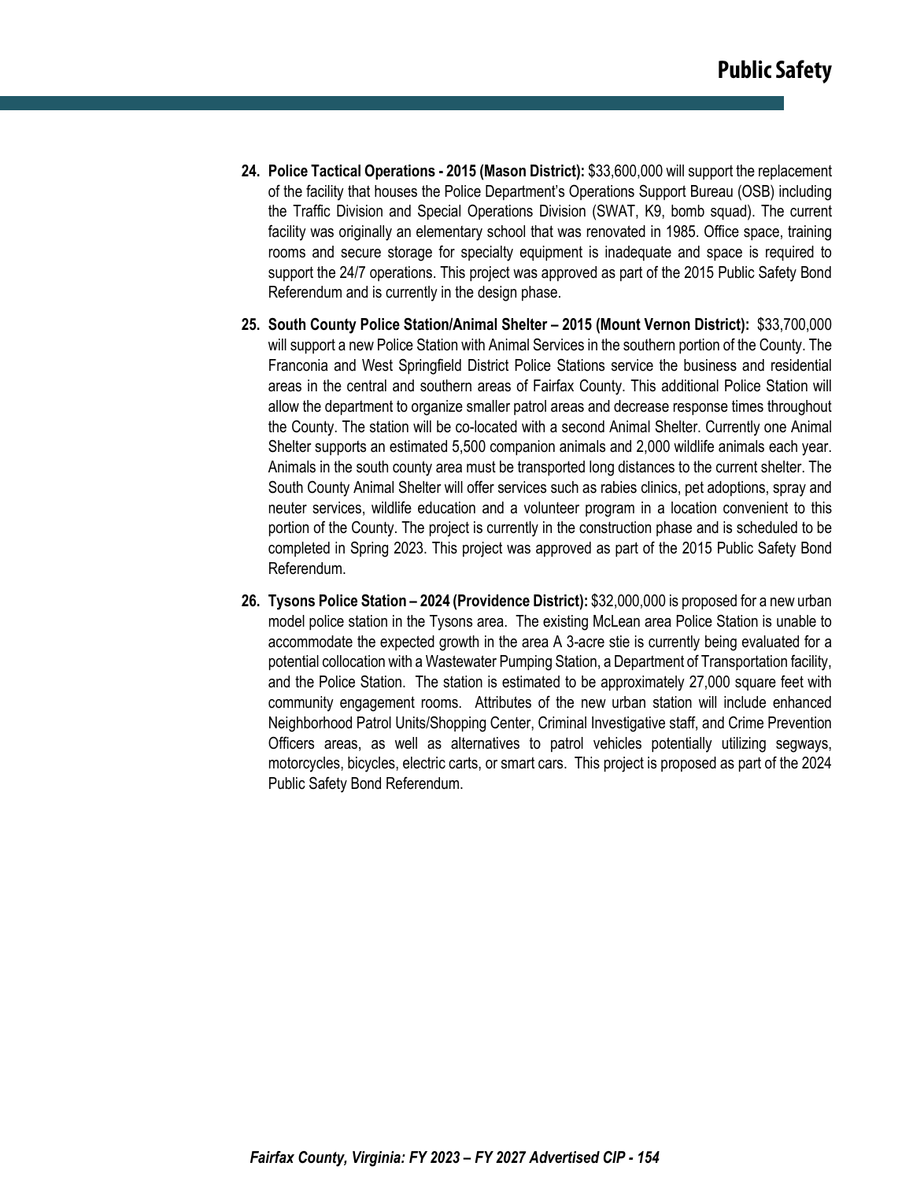24. **Police Tactical Operations - 2015 (Mason District):** $33,600,000 will support the replacement of the facility that houses the Police Department's Operations Support Bureau (OSB) including the Traffic Division and Special Operations Division (SWAT, K9, bomb squad). The current facility was originally an elementary school that was renovated in 1985. Office space, training rooms and secure storage for specialty equipment is inadequate and space is required to support the 24/7 operations. This project was approved as part of the 2015 Public Safety Bond Referendum and is currently in the design phase.

25. **South County Police Station/Animal Shelter – 2015 (Mount Vernon District):** $33,700,000 will support a new Police Station with Animal Services in the southern portion of the County. The Franconia and West Springfield District Police Stations service the business and residential areas in the central and southern areas of Fairfax County. This additional Police Station will allow the department to organize smaller patrol areas and decrease response times throughout the County. The station will be co-located with a second Animal Shelter. Currently one Animal Shelter supports an estimated 5,500 companion animals and 2,000 wildlife animals each year. Animals in the south county area must be transported long distances to the current shelter. The South County Animal Shelter will offer services such as rabies clinics, pet adoptions, spray and neuter services, wildlife education and a volunteer program in a location convenient to this portion of the County. The project is currently in the construction phase and is scheduled to be completed in Spring 2023. This project was approved as part of the 2015 Public Safety Bond Referendum.

26. **Tysons Police Station – 2024 (Providence District):** $32,000,000 is proposed for a new urban model police station in the Tysons area. The existing McLean area Police Station is unable to accommodate the expected growth in the area A 3-acre stie is currently being evaluated for a potential collocation with a Wastewater Pumping Station, a Department of Transportation facility, and the Police Station. The station is estimated to be approximately 27,000 square feet with community engagement rooms. Attributes of the new urban station will include enhanced Neighborhood Patrol Units/Shopping Center, Criminal Investigative staff, and Crime Prevention Officers areas, as well as alternatives to patrol vehicles potentially utilizing segways, motorcycles, bicycles, electric carts, or smart cars. This project is proposed as part of the 2024 Public Safety Bond Referendum.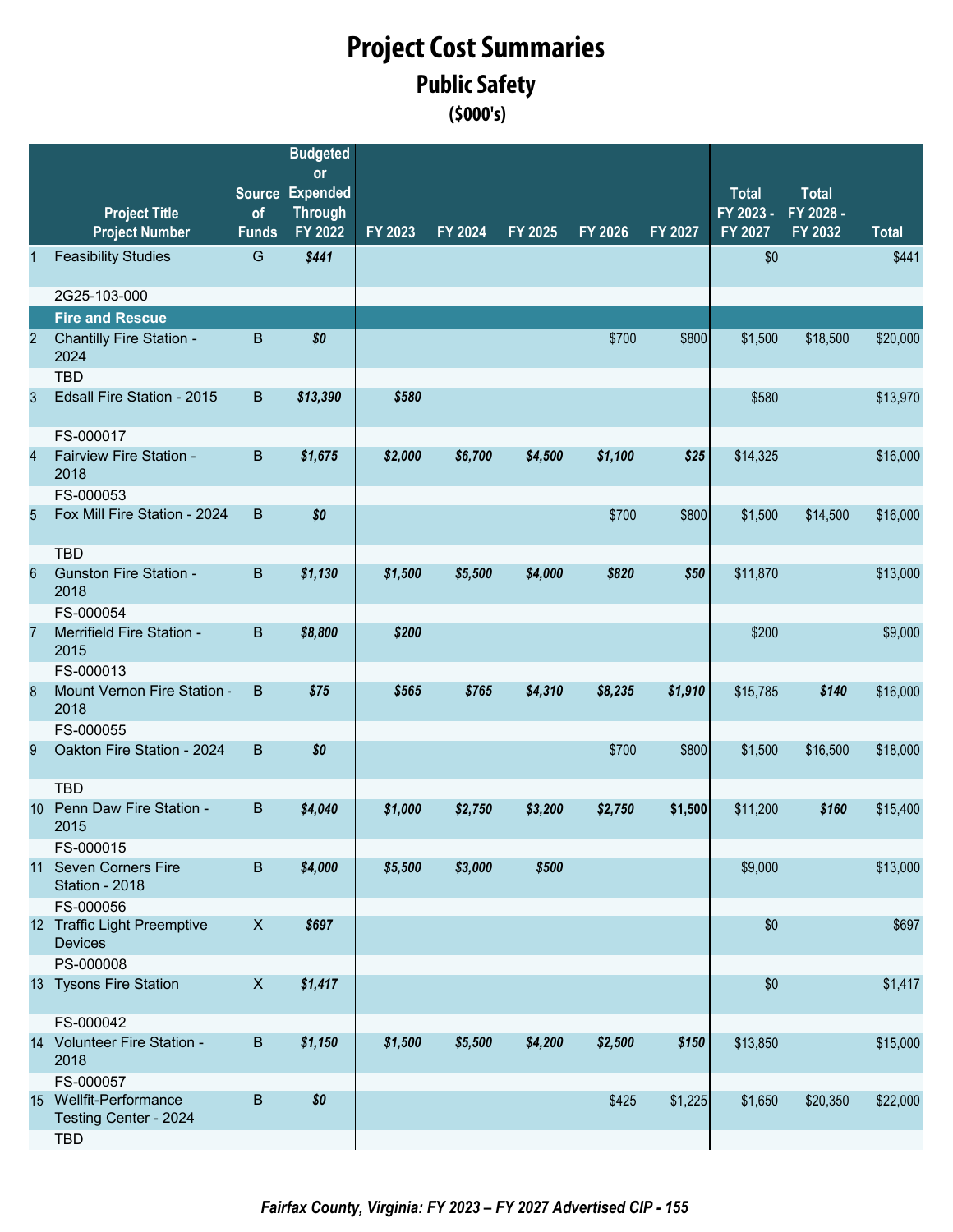# Project Cost Summaries

## Public Safety

### ($000's)

| | Project Title<br>Project Number | Source of Funds | Budgeted or Expended Through FY 2022 | FY 2023 | FY 2024 | FY 2025 | FY 2026 | FY 2027 | Total FY 2023 - FY 2027 | Total FY 2028 - FY 2032 | Total |
|---|---|---|---|---|---|---|---|---|---|---|---|
| 1 | Feasibility Studies<br>2G25-103-000 | G | *$441* | | | | | | $0 | | $441 |
| | **Fire and Rescue** | | | | | | | | | | |
| 2 | Chantilly Fire Station - 2024<br>TBD | B | *$0* | | | | $700 | $800 | $1,500 | $18,500 | $20,000 |
| 3 | Edsall Fire Station - 2015<br>FS-000017 | B | *$13,390* | *$580* | | | | | $580 | | $13,970 |
| 4 | Fairview Fire Station - 2018<br>FS-000053 | B | *$1,675* | *$2,000* | *$6,700* | *$4,500* | *$1,100* | *$25* | $14,325 | | $16,000 |
| 5 | Fox Mill Fire Station - 2024<br>TBD | B | *$0* | | | | $700 | $800 | $1,500 | $14,500 | $16,000 |
| 6 | Gunston Fire Station - 2018<br>FS-000054 | B | *$1,130* | *$1,500* | *$5,500* | *$4,000* | *$820* | *$50* | $11,870 | | $13,000 |
| 7 | Merrifield Fire Station - 2015<br>FS-000013 | B | *$8,800* | *$200* | | | | | $200 | | $9,000 |
| 8 | Mount Vernon Fire Station - 2018<br>FS-000055 | B | *$75* | *$565* | *$765* | *$4,310* | *$8,235* | *$1,910* | $15,785 | *$140* | $16,000 |
| 9 | Oakton Fire Station - 2024<br>TBD | B | *$0* | | | | $700 | $800 | $1,500 | $16,500 | $18,000 |
| 10 | Penn Daw Fire Station - 2015<br>FS-000015 | B | *$4,040* | *$1,000* | *$2,750* | *$3,200* | *$2,750* | *$1,500* | $11,200 | *$160* | $15,400 |
| 11 | Seven Corners Fire Station - 2018<br>FS-000056 | B | *$4,000* | *$5,500* | *$3,000* | *$500* | | | $9,000 | | $13,000 |
| 12 | Traffic Light Preemptive Devices<br>PS-000008 | X | *$697* | | | | | | $0 | | $697 |
| 13 | Tysons Fire Station<br>FS-000042 | X | *$1,417* | | | | | | $0 | | $1,417 |
| 14 | Volunteer Fire Station - 2018<br>FS-000057 | B | *$1,150* | *$1,500* | *$5,500* | *$4,200* | *$2,500* | *$150* | $13,850 | | $15,000 |
| 15 | Wellfit-Performance Testing Center - 2024<br>TBD | B | *$0* | | | | $425 | $1,225 | $1,650 | $20,350 | $22,000 |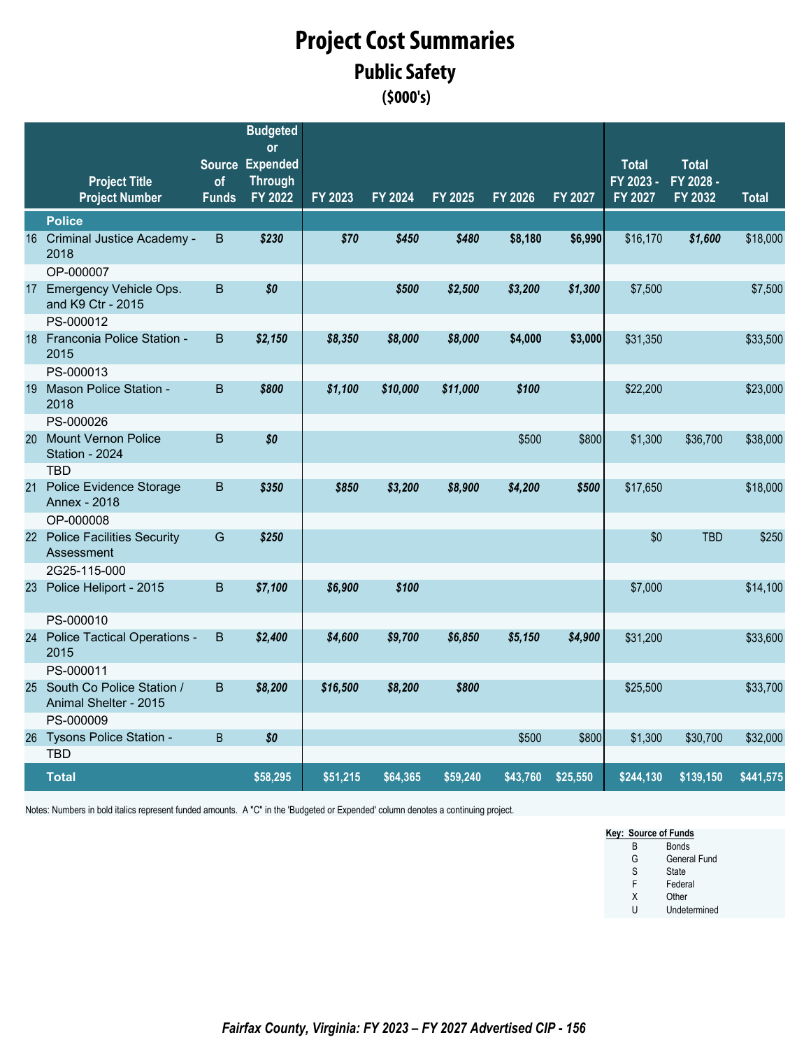# Project Cost Summaries

## Public Safety

### ($000's)

| | Project Title Project Number | Source of Funds | Budgeted or Expended Through FY 2022 | FY 2023 | FY 2024 | FY 2025 | FY 2026 | FY 2027 | Total FY 2023 - FY 2027 | Total FY 2028 - FY 2032 | Total |
|---|---|---|---|---|---|---|---|---|---|---|---|
| | **Police** | | | | | | | | | | |
| 16 | Criminal Justice Academy - 2018 OP-000007 | B | ***$230*** | ***$70*** | ***$450*** | ***$480*** | ***$8,180*** | ***$6,990*** | $16,170 | ***$1,600*** | $18,000 |
| 17 | Emergency Vehicle Ops. and K9 Ctr - 2015 PS-000012 | B | ***$0*** | | ***$500*** | ***$2,500*** | ***$3,200*** | ***$1,300*** | $7,500 | | $7,500 |
| 18 | Franconia Police Station - 2015 PS-000013 | B | ***$2,150*** | ***$8,350*** | ***$8,000*** | ***$8,000*** | ***$4,000*** | ***$3,000*** | $31,350 | | $33,500 |
| 19 | Mason Police Station - 2018 PS-000026 | B | ***$800*** | ***$1,100*** | ***$10,000*** | ***$11,000*** | ***$100*** | | $22,200 | | $23,000 |
| 20 | Mount Vernon Police Station - 2024 TBD | B | ***$0*** | | | | $500 | $800 | $1,300 | $36,700 | $38,000 |
| 21 | Police Evidence Storage Annex - 2018 OP-000008 | B | ***$350*** | ***$850*** | ***$3,200*** | ***$8,900*** | ***$4,200*** | ***$500*** | $17,650 | | $18,000 |
| 22 | Police Facilities Security Assessment 2G25-115-000 | G | ***$250*** | | | | | | $0 | TBD | $250 |
| 23 | Police Heliport - 2015 PS-000010 | B | ***$7,100*** | ***$6,900*** | ***$100*** | | | | $7,000 | | $14,100 |
| 24 | Police Tactical Operations - 2015 PS-000011 | B | ***$2,400*** | ***$4,600*** | ***$9,700*** | ***$6,850*** | ***$5,150*** | ***$4,900*** | $31,200 | | $33,600 |
| 25 | South Co Police Station / Animal Shelter - 2015 PS-000009 | B | ***$8,200*** | ***$16,500*** | ***$8,200*** | ***$800*** | | | $25,500 | | $33,700 |
| 26 | Tysons Police Station - TBD | B | ***$0*** | | | | $500 | $800 | $1,300 | $30,700 | $32,000 |
| | **Total** | | $58,295 | $51,215 | $64,365 | $59,240 | $43,760 | $25,550 | $244,130 | $139,150 | $441,575 |

Notes: Numbers in bold italics represent funded amounts. A "C" in the 'Budgeted or Expended' column denotes a continuing project.

**Key: Source of Funds**

| | |
|---|---|
| B | Bonds |
| G | General Fund |
| S | State |
| F | Federal |
| X | Other |
| U | Undetermined |